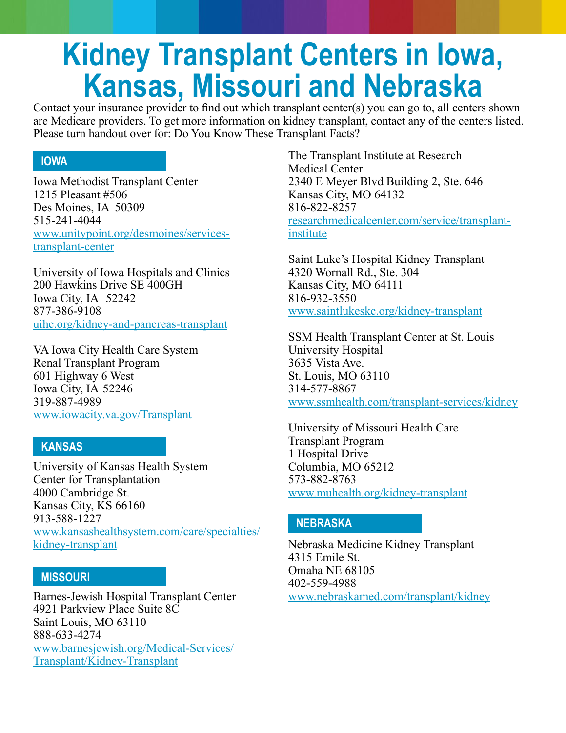# Kidney Transplant Centers in Iowa, Kansas, Missouri and Nebraska

Contact your insurance provider to find out which transplant center(s) you can go to, all centers shown are Medicare providers. To get more information on kidney transplant, contact any of the centers listed. Please turn handout over for: Do You Know These Transplant Facts?

## IOWA

Iowa Methodist Transplant Center
1215 Pleasant #506
Des Moines, IA 50309
515-241-4044
www.unitypoint.org/desmoines/services-transplant-center

University of Iowa Hospitals and Clinics
200 Hawkins Drive SE 400GH
Iowa City, IA 52242
877-386-9108
uihc.org/kidney-and-pancreas-transplant

VA Iowa City Health Care System
Renal Transplant Program
601 Highway 6 West
Iowa City, IA 52246
319-887-4989
www.iowacity.va.gov/Transplant

## KANSAS

University of Kansas Health System
Center for Transplantation
4000 Cambridge St.
Kansas City, KS 66160
913-588-1227
www.kansashealthsystem.com/care/specialties/kidney-transplant

## MISSOURI

Barnes-Jewish Hospital Transplant Center
4921 Parkview Place Suite 8C
Saint Louis, MO 63110
888-633-4274
www.barnesjewish.org/Medical-Services/Transplant/Kidney-Transplant

The Transplant Institute at Research Medical Center
2340 E Meyer Blvd Building 2, Ste. 646
Kansas City, MO 64132
816-822-8257
researchmedicalcenter.com/service/transplant-institute

Saint Luke's Hospital Kidney Transplant
4320 Wornall Rd., Ste. 304
Kansas City, MO 64111
816-932-3550
www.saintlukeskc.org/kidney-transplant

SSM Health Transplant Center at St. Louis University Hospital
3635 Vista Ave.
St. Louis, MO 63110
314-577-8867
www.ssmhealth.com/transplant-services/kidney

University of Missouri Health Care Transplant Program
1 Hospital Drive
Columbia, MO 65212
573-882-8763
www.muhealth.org/kidney-transplant

## NEBRASKA

Nebraska Medicine Kidney Transplant
4315 Emile St.
Omaha NE 68105
402-559-4988
www.nebraskamed.com/transplant/kidney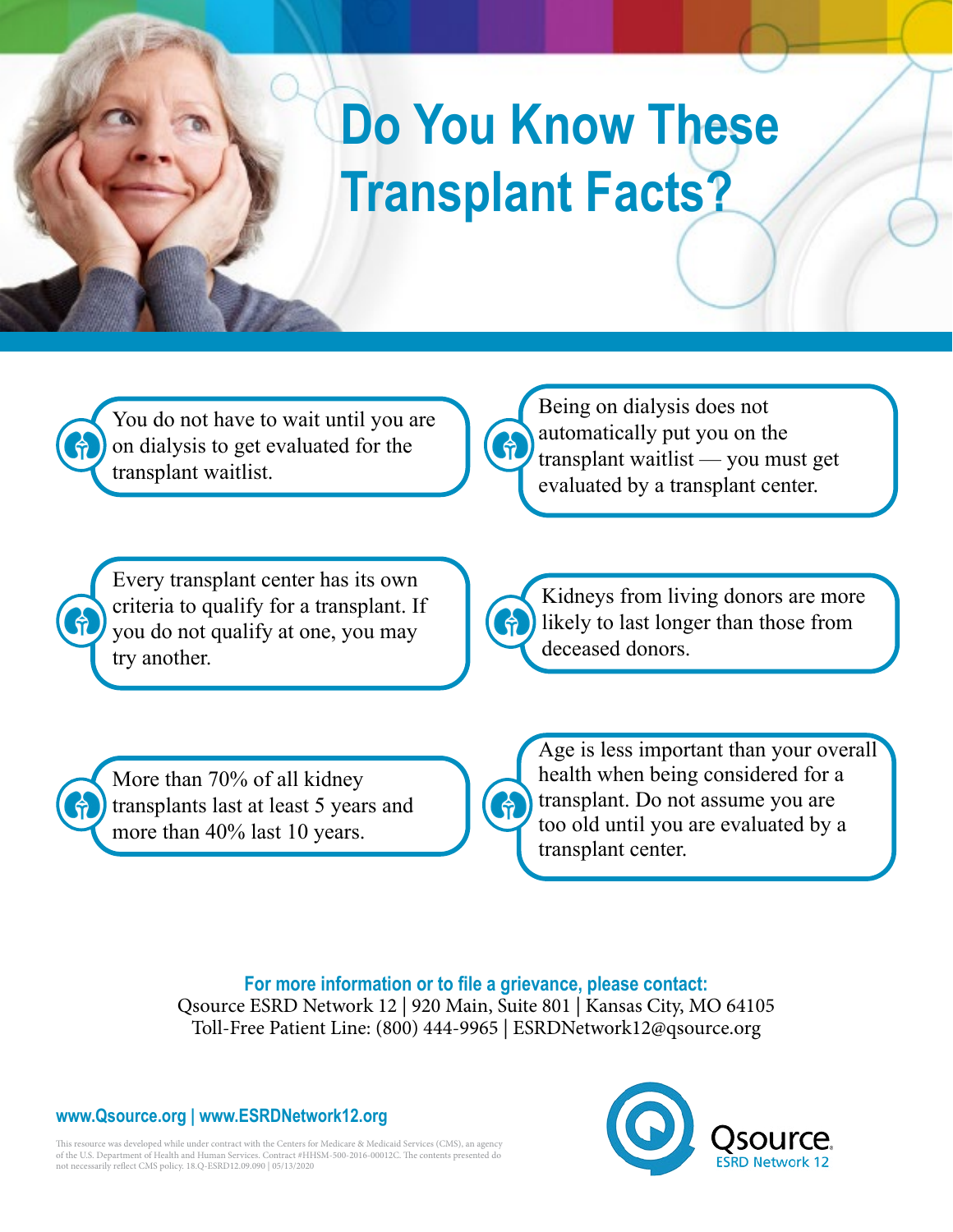# Do You Know These Transplant Facts?

- You do not have to wait until you are on dialysis to get evaluated for the transplant waitlist.
- Being on dialysis does not automatically put you on the transplant waitlist — you must get evaluated by a transplant center.
- Every transplant center has its own criteria to qualify for a transplant. If you do not qualify at one, you may try another.
- Kidneys from living donors are more likely to last longer than those from deceased donors.
- More than 70% of all kidney transplants last at least 5 years and more than 40% last 10 years.
- Age is less important than your overall health when being considered for a transplant. Do not assume you are too old until you are evaluated by a transplant center.

**For more information or to file a grievance, please contact:**
Qsource ESRD Network 12 | 920 Main, Suite 801 | Kansas City, MO 64105
Toll-Free Patient Line: (800) 444-9965 | ESRDNetwork12@qsource.org

**www.Qsource.org | www.ESRDNetwork12.org**

Qsource® ESRD Network 12

This resource was developed while under contract with the Centers for Medicare & Medicaid Services (CMS), an agency of the U.S. Department of Health and Human Services. Contract #HHSM-500-2016-00012C. The contents presented do not necessarily reflect CMS policy. 18.Q-ESRD12.09.090 | 05/13/2020